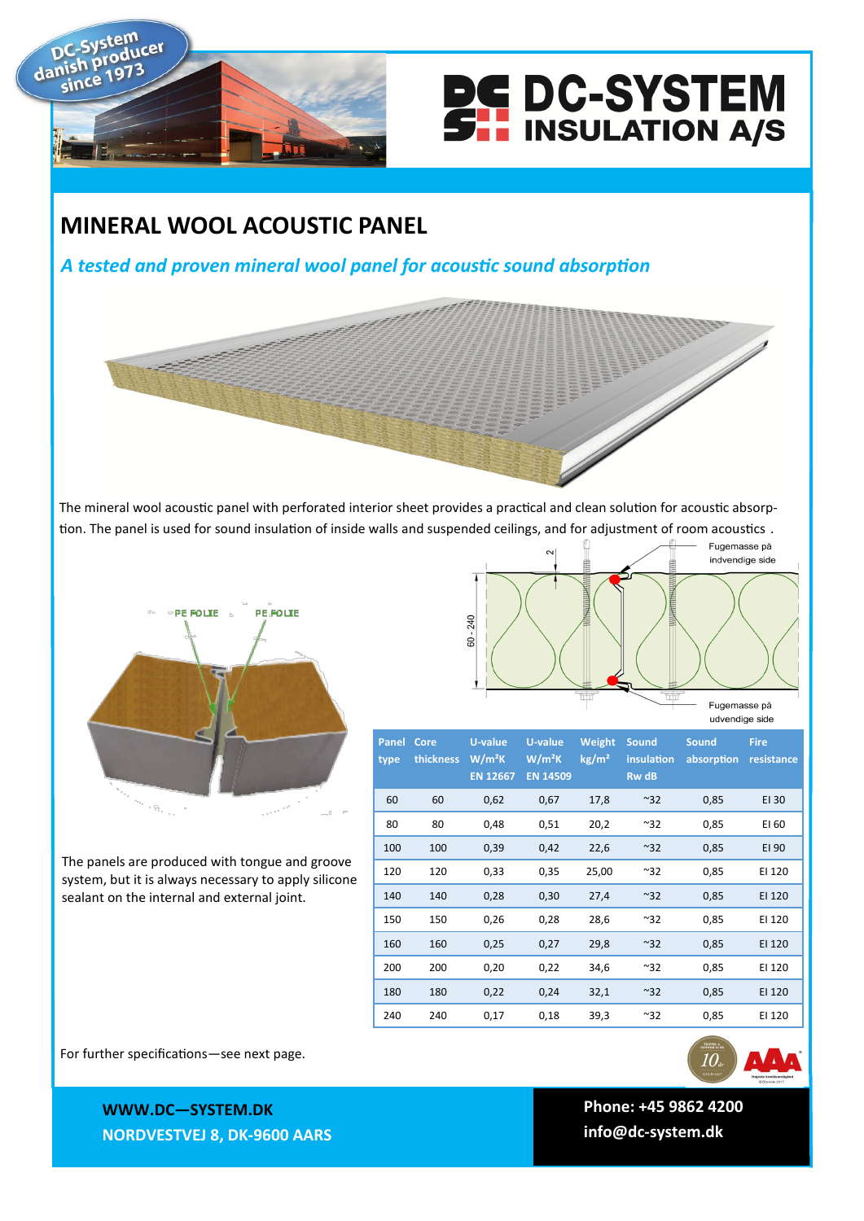DC-System danish producer since 1973

# DC-SYSTEM INSULATION A/S

## MINERAL WOOL ACOUSTIC PANEL

*A tested and proven mineral wool panel for acoustic sound absorption*

The mineral wool acoustic panel with perforated interior sheet provides a practical and clean solution for acoustic absorption. The panel is used for sound insulation of inside walls and suspended ceilings, and for adjustment of room acoustics .

PE FOLIE PE FOLIE

Fugemasse på indvendige side

60 - 240

Fugemasse på udvendige side

The panels are produced with tongue and groove system, but it is always necessary to apply silicone sealant on the internal and external joint.

| Panel type | Core thickness | U-value W/m²K EN 12667 | U-value W/m²K EN 14509 | Weight kg/m² | Sound insulation Rw dB | Sound absorption | Fire resistance |
|---|---|---|---|---|---|---|---|
| 60 | 60 | 0,62 | 0,67 | 17,8 | ~32 | 0,85 | EI 30 |
| 80 | 80 | 0,48 | 0,51 | 20,2 | ~32 | 0,85 | EI 60 |
| 100 | 100 | 0,39 | 0,42 | 22,6 | ~32 | 0,85 | EI 90 |
| 120 | 120 | 0,33 | 0,35 | 25,00 | ~32 | 0,85 | EI 120 |
| 140 | 140 | 0,28 | 0,30 | 27,4 | ~32 | 0,85 | EI 120 |
| 150 | 150 | 0,26 | 0,28 | 28,6 | ~32 | 0,85 | EI 120 |
| 160 | 160 | 0,25 | 0,27 | 29,8 | ~32 | 0,85 | EI 120 |
| 200 | 200 | 0,20 | 0,22 | 34,6 | ~32 | 0,85 | EI 120 |
| 180 | 180 | 0,22 | 0,24 | 32,1 | ~32 | 0,85 | EI 120 |
| 240 | 240 | 0,17 | 0,18 | 39,3 | ~32 | 0,85 | EI 120 |

For further specifications—see next page.

**WWW.DC—SYSTEM.DK**
**NORDVESTVEJ 8, DK-9600 AARS**

**Phone: +45 9862 4200**
**info@dc-system.dk**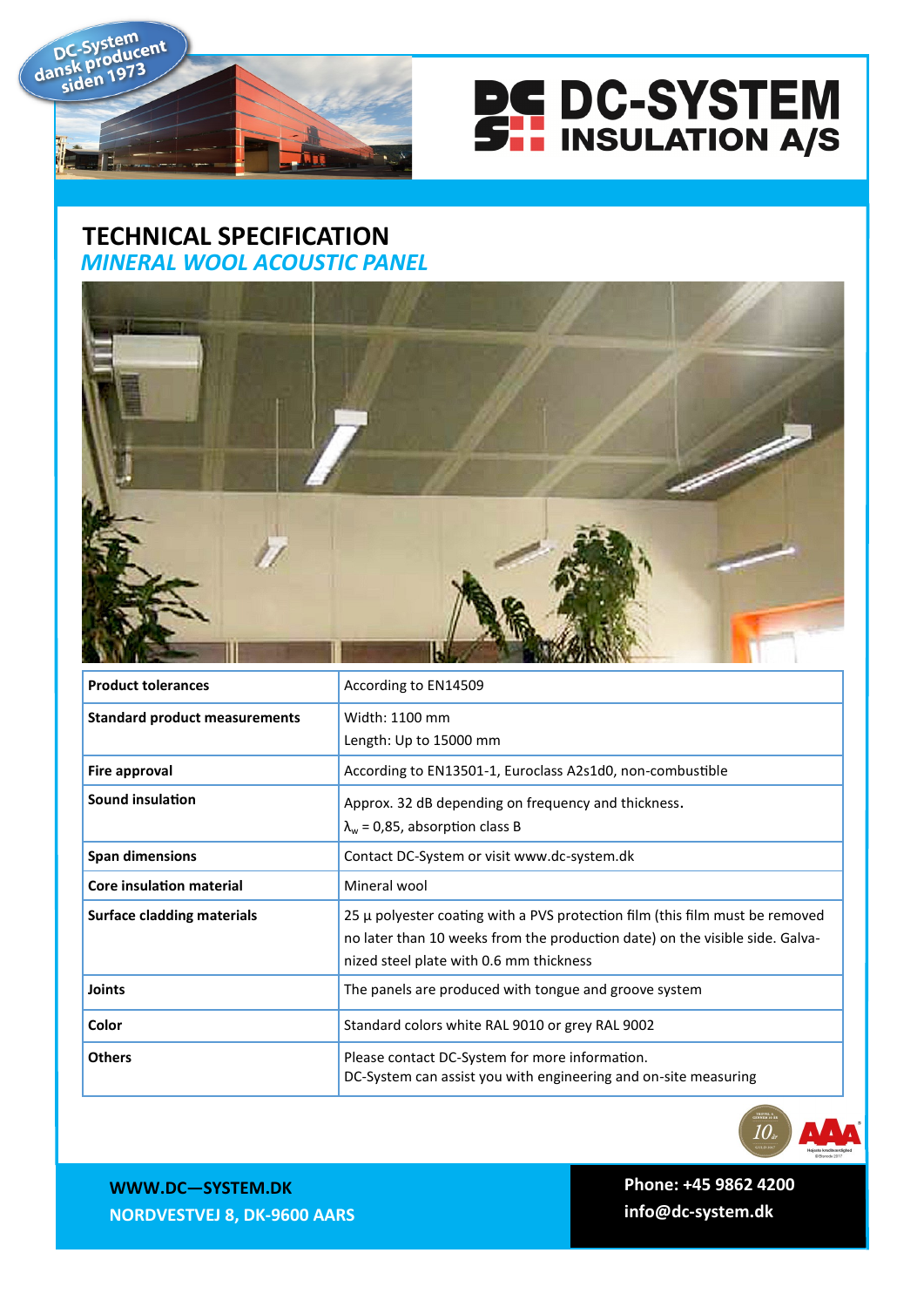DC-System dansk producent siden 1973

# DC-SYSTEM INSULATION A/S

## TECHNICAL SPECIFICATION

### *MINERAL WOOL ACOUSTIC PANEL*

| | |
|---|---|
| **Product tolerances** | According to EN14509 |
| **Standard product measurements** | Width: 1100 mm<br>Length: Up to 15000 mm |
| **Fire approval** | According to EN13501-1, Euroclass A2s1d0, non-combustible |
| **Sound insulation** | Approx. 32 dB depending on frequency and thickness.<br>$\lambda_w$ = 0,85, absorption class B |
| **Span dimensions** | Contact DC-System or visit www.dc-system.dk |
| **Core insulation material** | Mineral wool |
| **Surface cladding materials** | 25 µ polyester coating with a PVS protection film (this film must be removed no later than 10 weeks from the production date) on the visible side. Galvanized steel plate with 0.6 mm thickness |
| **Joints** | The panels are produced with tongue and groove system |
| **Color** | Standard colors white RAL 9010 or grey RAL 9002 |
| **Others** | Please contact DC-System for more information.<br>DC-System can assist you with engineering and on-site measuring |

**WWW.DC—SYSTEM.DK**
**NORDVESTVEJ 8, DK-9600 AARS**

**Phone: +45 9862 4200**
**info@dc-system.dk**